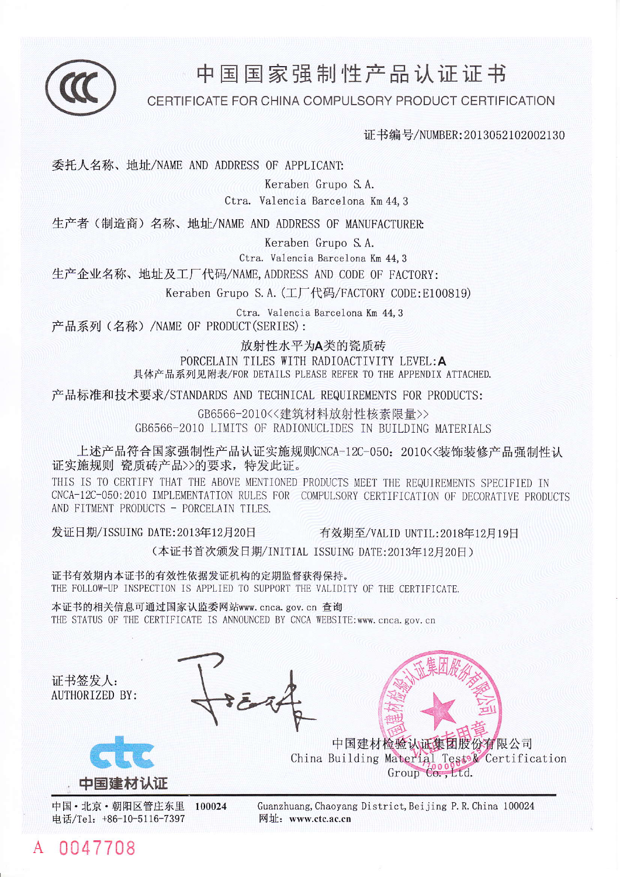# 中国国家强制性产品认证证书

## CERTIFICATE FOR CHINA COMPULSORY PRODUCT CERTIFICATION

证书编号/NUMBER:2013052102002130

委托人名称、地址/NAME AND ADDRESS OF APPLICANT:

Keraben Grupo S.A.
Ctra. Valencia Barcelona Km 44,3

生产者（制造商）名称、地址/NAME AND ADDRESS OF MANUFACTURER:

Keraben Grupo S.A.
Ctra. Valencia Barcelona Km 44,3

生产企业名称、地址及工厂代码/NAME,ADDRESS AND CODE OF FACTORY:

Keraben Grupo S.A.(工厂代码/FACTORY CODE:E100819)
Ctra. Valencia Barcelona Km 44,3

产品系列（名称）/NAME OF PRODUCT(SERIES):

放射性水平为**A**类的瓷质砖
PORCELAIN TILES WITH RADIOACTIVITY LEVEL:**A**
具体产品系列见附表/FOR DETAILS PLEASE REFER TO THE APPENDIX ATTACHED.

产品标准和技术要求/STANDARDS AND TECHNICAL REQUIREMENTS FOR PRODUCTS:

GB6566-2010<<建筑材料放射性核素限量>>
GB6566-2010 LIMITS OF RADIONUCLIDES IN BUILDING MATERIALS

上述产品符合国家强制性产品认证实施规则CNCA-12C-050：2010<<装饰装修产品强制性认证实施规则 瓷质砖产品>>的要求，特发此证。

THIS IS TO CERTIFY THAT THE ABOVE MENTIONED PRODUCTS MEET THE REQUIREMENTS SPECIFIED IN CNCA-12C-050:2010 IMPLEMENTATION RULES FOR COMPULSORY CERTIFICATION OF DECORATIVE PRODUCTS AND FITMENT PRODUCTS - PORCELAIN TILES.

发证日期/ISSUING DATE:2013年12月20日　　有效期至/VALID UNTIL:2018年12月19日

（本证书首次颁发日期/INITIAL ISSUING DATE:2013年12月20日）

证书有效期内本证书的有效性依据发证机构的定期监督获得保持。
THE FOLLOW-UP INSPECTION IS APPLIED TO SUPPORT THE VALIDITY OF THE CERTIFICATE.

本证书的相关信息可通过国家认监委网站www.cnca.gov.cn 查询
THE STATUS OF THE CERTIFICATE IS ANNOUNCED BY CNCA WEBSITE:www.cnca.gov.cn

证书签发人:
AUTHORIZED BY:

ctc 中国建材认证

中国建材检验认证集团股份有限公司
China Building Material Test & Certification Group Co., Ltd.

中国·北京·朝阳区管庄东里 100024
电话/Tel: +86-10-5116-7397

Guanzhuang, Chaoyang District, Beijing P.R.China 100024
网址: www.ctc.ac.cn

A 0047708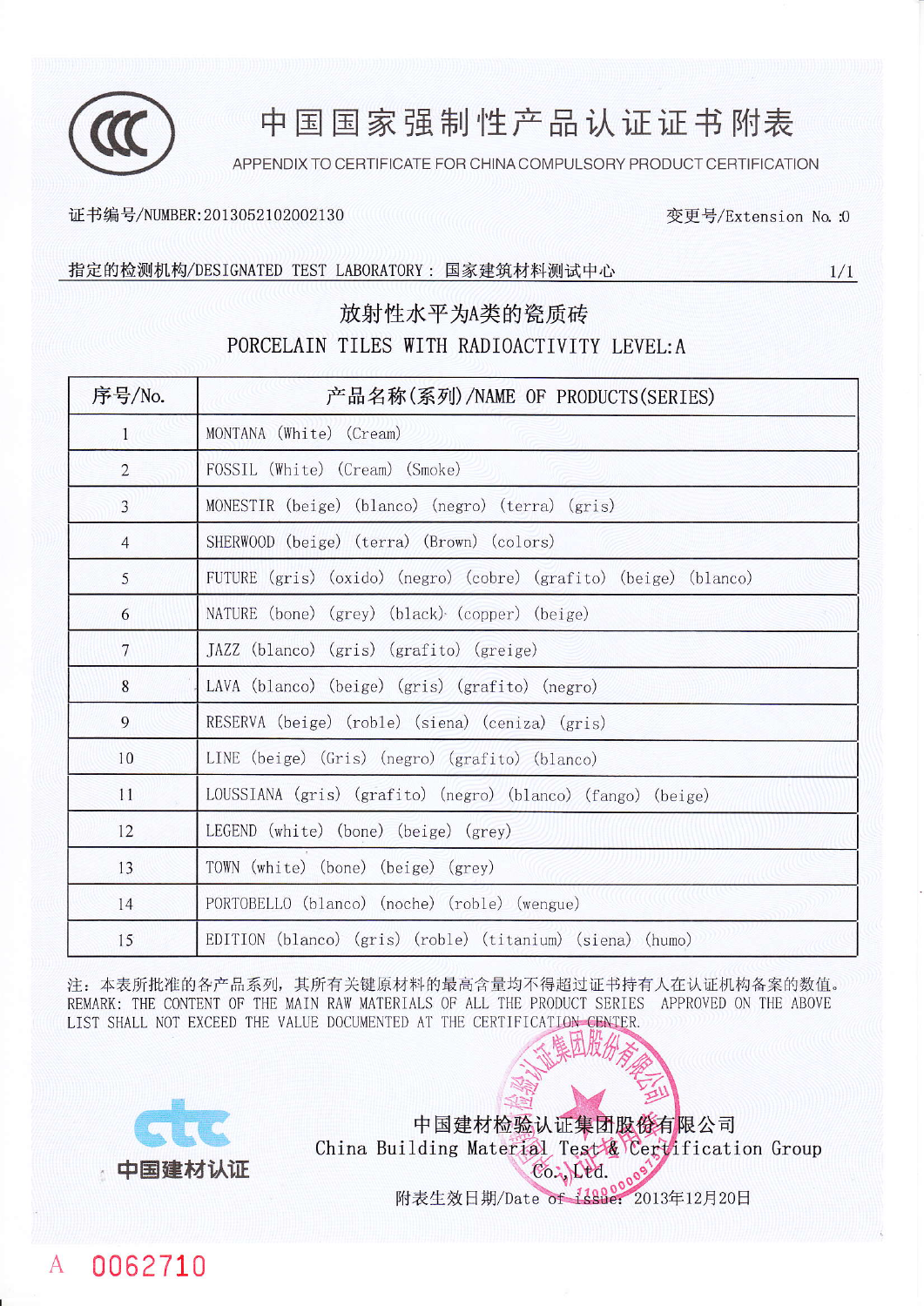# 中国国家强制性产品认证证书附表

APPENDIX TO CERTIFICATE FOR CHINA COMPULSORY PRODUCT CERTIFICATION

证书编号/NUMBER:2013052102002130

变更号/Extension No.:0

指定的检测机构/DESIGNATED TEST LABORATORY: 国家建筑材料测试中心

## 放射性水平为A类的瓷质砖

## PORCELAIN TILES WITH RADIOACTIVITY LEVEL:A

| 序号/No. | 产品名称(系列)/NAME OF PRODUCTS(SERIES) |
|---|---|
| 1 | MONTANA (White) (Cream) |
| 2 | FOSSIL (White) (Cream) (Smoke) |
| 3 | MONESTIR (beige) (blanco) (negro) (terra) (gris) |
| 4 | SHERWOOD (beige) (terra) (Brown) (colors) |
| 5 | FUTURE (gris) (oxido) (negro) (cobre) (grafito) (beige) (blanco) |
| 6 | NATURE (bone) (grey) (black) (copper) (beige) |
| 7 | JAZZ (blanco) (gris) (grafito) (greige) |
| 8 | LAVA (blanco) (beige) (gris) (grafito) (negro) |
| 9 | RESERVA (beige) (roble) (siena) (ceniza) (gris) |
| 10 | LINE (beige) (Gris) (negro) (grafito) (blanco) |
| 11 | LOUSSIANA (gris) (grafito) (negro) (blanco) (fango) (beige) |
| 12 | LEGEND (white) (bone) (beige) (grey) |
| 13 | TOWN (white) (bone) (beige) (grey) |
| 14 | PORTOBELLO (blanco) (noche) (roble) (wengue) |
| 15 | EDITION (blanco) (gris) (roble) (titanium) (siena) (humo) |

注：本表所批准的各产品系列，其所有关键原材料的最高含量均不得超过证书持有人在认证机构备案的数值。
REMARK: THE CONTENT OF THE MAIN RAW MATERIALS OF ALL THE PRODUCT SERIES APPROVED ON THE ABOVE LIST SHALL NOT EXCEED THE VALUE DOCUMENTED AT THE CERTIFICATION CENTER.

中国建材认证

中国建材检验认证集团股份有限公司
China Building Material Test & Certification Group Co., Ltd.

附表生效日期/Date of issue: 2013年12月20日

A 0062710